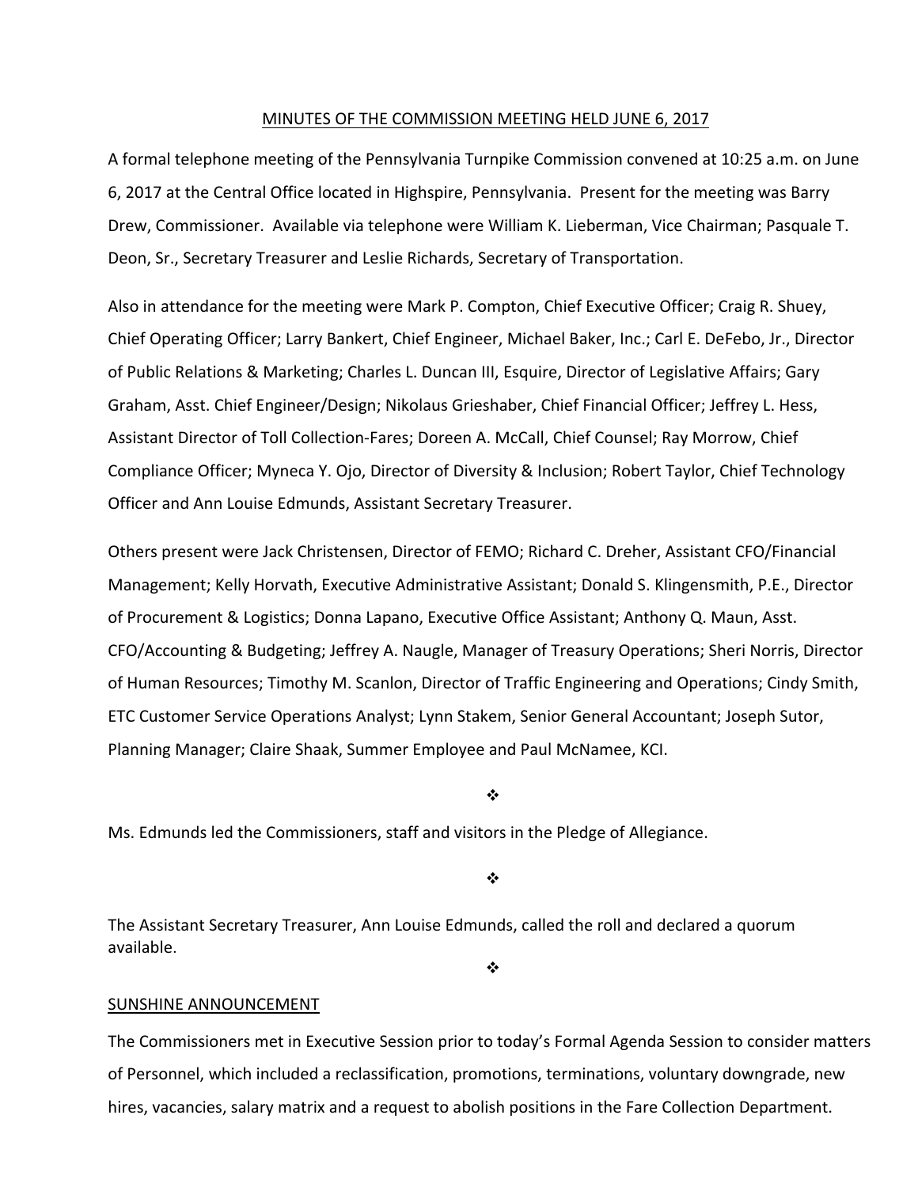MINUTES OF THE COMMISSION MEETING HELD JUNE 6, 2017

A formal telephone meeting of the Pennsylvania Turnpike Commission convened at 10:25 a.m. on June 6, 2017 at the Central Office located in Highspire, Pennsylvania. Present for the meeting was Barry Drew, Commissioner. Available via telephone were William K. Lieberman, Vice Chairman; Pasquale T. Deon, Sr., Secretary Treasurer and Leslie Richards, Secretary of Transportation.

Also in attendance for the meeting were Mark P. Compton, Chief Executive Officer; Craig R. Shuey, Chief Operating Officer; Larry Bankert, Chief Engineer, Michael Baker, Inc.; Carl E. DeFebo, Jr., Director of Public Relations & Marketing; Charles L. Duncan III, Esquire, Director of Legislative Affairs; Gary Graham, Asst. Chief Engineer/Design; Nikolaus Grieshaber, Chief Financial Officer; Jeffrey L. Hess, Assistant Director of Toll Collection-Fares; Doreen A. McCall, Chief Counsel; Ray Morrow, Chief Compliance Officer; Myneca Y. Ojo, Director of Diversity & Inclusion; Robert Taylor, Chief Technology Officer and Ann Louise Edmunds, Assistant Secretary Treasurer.

Others present were Jack Christensen, Director of FEMO; Richard C. Dreher, Assistant CFO/Financial Management; Kelly Horvath, Executive Administrative Assistant; Donald S. Klingensmith, P.E., Director of Procurement & Logistics; Donna Lapano, Executive Office Assistant; Anthony Q. Maun, Asst. CFO/Accounting & Budgeting; Jeffrey A. Naugle, Manager of Treasury Operations; Sheri Norris, Director of Human Resources; Timothy M. Scanlon, Director of Traffic Engineering and Operations; Cindy Smith, ETC Customer Service Operations Analyst; Lynn Stakem, Senior General Accountant; Joseph Sutor, Planning Manager; Claire Shaak, Summer Employee and Paul McNamee, KCI.

❖

Ms. Edmunds led the Commissioners, staff and visitors in the Pledge of Allegiance.

❖

The Assistant Secretary Treasurer, Ann Louise Edmunds, called the roll and declared a quorum available.

❖

SUNSHINE ANNOUNCEMENT

The Commissioners met in Executive Session prior to today's Formal Agenda Session to consider matters of Personnel, which included a reclassification, promotions, terminations, voluntary downgrade, new hires, vacancies, salary matrix and a request to abolish positions in the Fare Collection Department.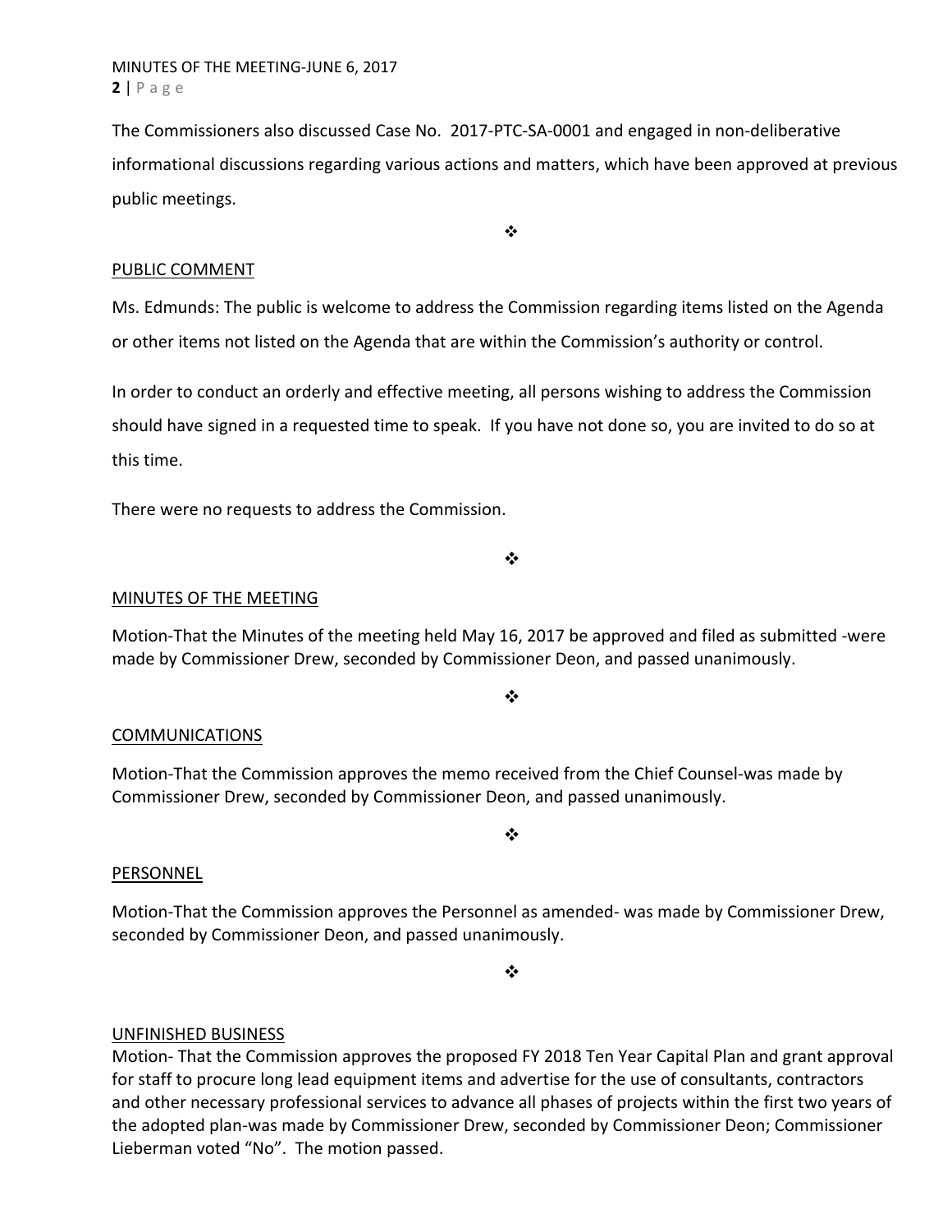The Commissioners also discussed Case No. 2017-PTC-SA-0001 and engaged in non-deliberative informational discussions regarding various actions and matters, which have been approved at previous public meetings.

❖

PUBLIC COMMENT

Ms. Edmunds: The public is welcome to address the Commission regarding items listed on the Agenda or other items not listed on the Agenda that are within the Commission's authority or control.

In order to conduct an orderly and effective meeting, all persons wishing to address the Commission should have signed in a requested time to speak. If you have not done so, you are invited to do so at this time.

There were no requests to address the Commission.

❖

MINUTES OF THE MEETING

Motion-That the Minutes of the meeting held May 16, 2017 be approved and filed as submitted -were made by Commissioner Drew, seconded by Commissioner Deon, and passed unanimously.

❖

COMMUNICATIONS

Motion-That the Commission approves the memo received from the Chief Counsel-was made by Commissioner Drew, seconded by Commissioner Deon, and passed unanimously.

❖

PERSONNEL

Motion-That the Commission approves the Personnel as amended- was made by Commissioner Drew, seconded by Commissioner Deon, and passed unanimously.

❖

UNFINISHED BUSINESS

Motion- That the Commission approves the proposed FY 2018 Ten Year Capital Plan and grant approval for staff to procure long lead equipment items and advertise for the use of consultants, contractors and other necessary professional services to advance all phases of projects within the first two years of the adopted plan-was made by Commissioner Drew, seconded by Commissioner Deon; Commissioner Lieberman voted "No". The motion passed.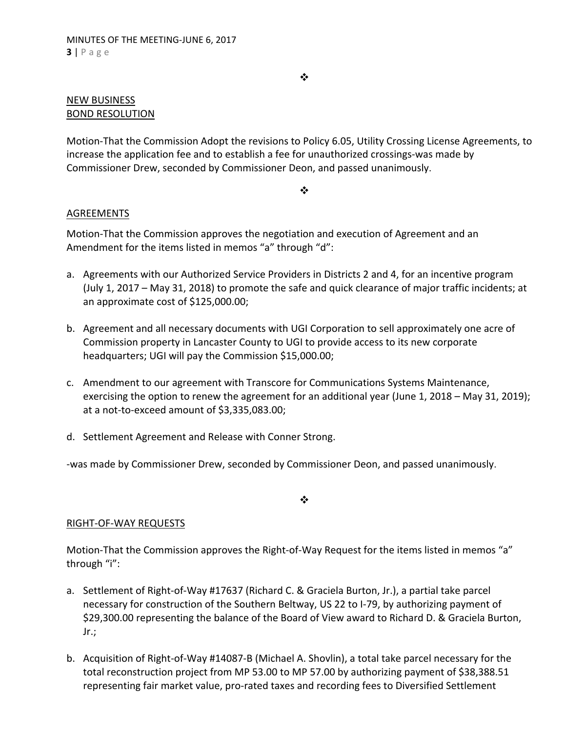❖

NEW BUSINESS

BOND RESOLUTION

Motion-That the Commission Adopt the revisions to Policy 6.05, Utility Crossing License Agreements, to increase the application fee and to establish a fee for unauthorized crossings-was made by Commissioner Drew, seconded by Commissioner Deon, and passed unanimously.

❖

AGREEMENTS

Motion-That the Commission approves the negotiation and execution of Agreement and an Amendment for the items listed in memos “a” through “d”:

a. Agreements with our Authorized Service Providers in Districts 2 and 4, for an incentive program (July 1, 2017 – May 31, 2018) to promote the safe and quick clearance of major traffic incidents; at an approximate cost of $125,000.00;

b. Agreement and all necessary documents with UGI Corporation to sell approximately one acre of Commission property in Lancaster County to UGI to provide access to its new corporate headquarters; UGI will pay the Commission $15,000.00;

c. Amendment to our agreement with Transcore for Communications Systems Maintenance, exercising the option to renew the agreement for an additional year (June 1, 2018 – May 31, 2019); at a not-to-exceed amount of $3,335,083.00;

d. Settlement Agreement and Release with Conner Strong.

-was made by Commissioner Drew, seconded by Commissioner Deon, and passed unanimously.

❖

RIGHT-OF-WAY REQUESTS

Motion-That the Commission approves the Right-of-Way Request for the items listed in memos “a” through “i”:

a. Settlement of Right-of-Way #17637 (Richard C. & Graciela Burton, Jr.), a partial take parcel necessary for construction of the Southern Beltway, US 22 to I-79, by authorizing payment of $29,300.00 representing the balance of the Board of View award to Richard D. & Graciela Burton, Jr.;

b. Acquisition of Right-of-Way #14087-B (Michael A. Shovlin), a total take parcel necessary for the total reconstruction project from MP 53.00 to MP 57.00 by authorizing payment of $38,388.51 representing fair market value, pro-rated taxes and recording fees to Diversified Settlement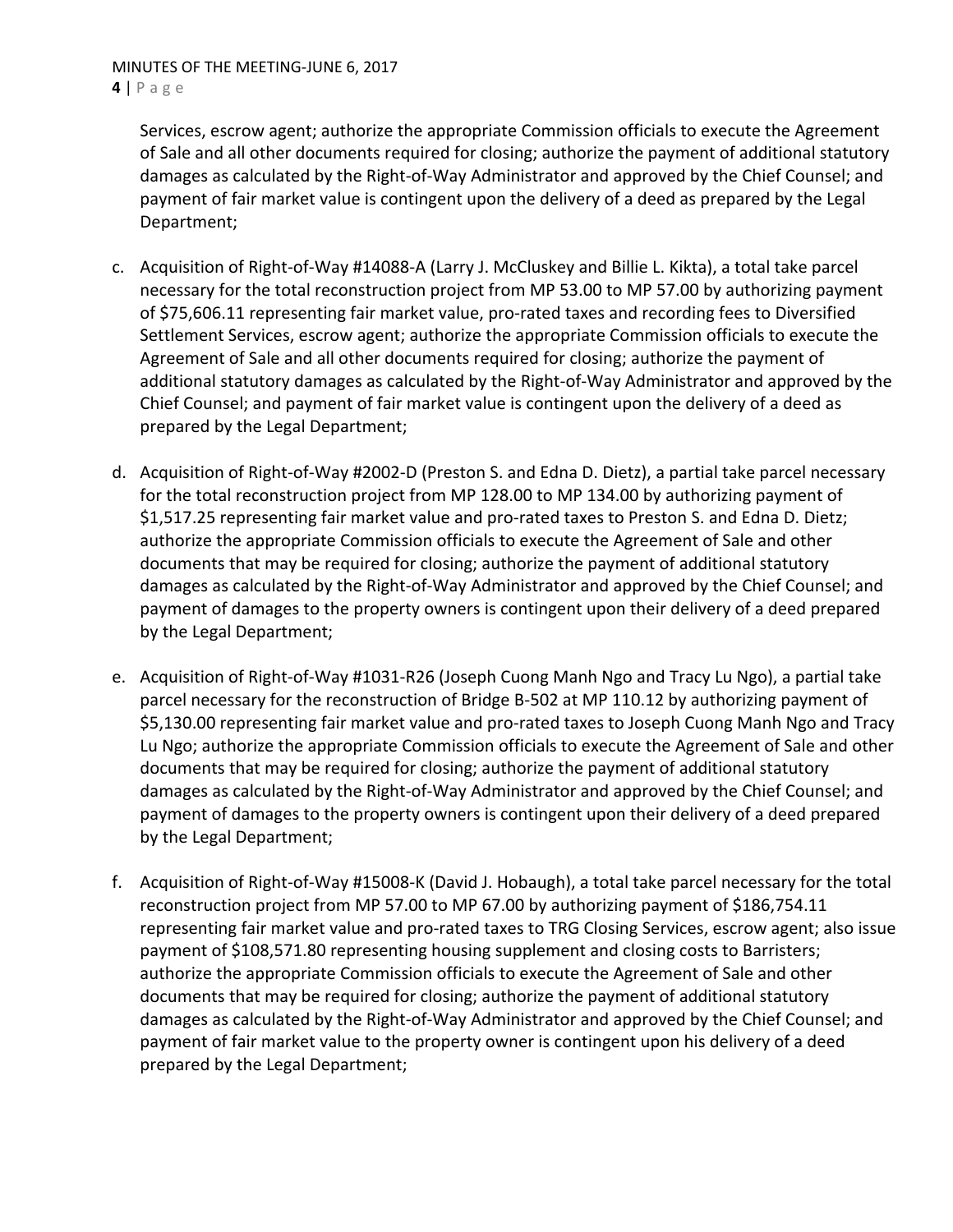Services, escrow agent; authorize the appropriate Commission officials to execute the Agreement of Sale and all other documents required for closing; authorize the payment of additional statutory damages as calculated by the Right-of-Way Administrator and approved by the Chief Counsel; and payment of fair market value is contingent upon the delivery of a deed as prepared by the Legal Department;

c. Acquisition of Right-of-Way #14088-A (Larry J. McCluskey and Billie L. Kikta), a total take parcel necessary for the total reconstruction project from MP 53.00 to MP 57.00 by authorizing payment of $75,606.11 representing fair market value, pro-rated taxes and recording fees to Diversified Settlement Services, escrow agent; authorize the appropriate Commission officials to execute the Agreement of Sale and all other documents required for closing; authorize the payment of additional statutory damages as calculated by the Right-of-Way Administrator and approved by the Chief Counsel; and payment of fair market value is contingent upon the delivery of a deed as prepared by the Legal Department;

d. Acquisition of Right-of-Way #2002-D (Preston S. and Edna D. Dietz), a partial take parcel necessary for the total reconstruction project from MP 128.00 to MP 134.00 by authorizing payment of $1,517.25 representing fair market value and pro-rated taxes to Preston S. and Edna D. Dietz; authorize the appropriate Commission officials to execute the Agreement of Sale and other documents that may be required for closing; authorize the payment of additional statutory damages as calculated by the Right-of-Way Administrator and approved by the Chief Counsel; and payment of damages to the property owners is contingent upon their delivery of a deed prepared by the Legal Department;

e. Acquisition of Right-of-Way #1031-R26 (Joseph Cuong Manh Ngo and Tracy Lu Ngo), a partial take parcel necessary for the reconstruction of Bridge B-502 at MP 110.12 by authorizing payment of $5,130.00 representing fair market value and pro-rated taxes to Joseph Cuong Manh Ngo and Tracy Lu Ngo; authorize the appropriate Commission officials to execute the Agreement of Sale and other documents that may be required for closing; authorize the payment of additional statutory damages as calculated by the Right-of-Way Administrator and approved by the Chief Counsel; and payment of damages to the property owners is contingent upon their delivery of a deed prepared by the Legal Department;

f. Acquisition of Right-of-Way #15008-K (David J. Hobaugh), a total take parcel necessary for the total reconstruction project from MP 57.00 to MP 67.00 by authorizing payment of $186,754.11 representing fair market value and pro-rated taxes to TRG Closing Services, escrow agent; also issue payment of $108,571.80 representing housing supplement and closing costs to Barristers; authorize the appropriate Commission officials to execute the Agreement of Sale and other documents that may be required for closing; authorize the payment of additional statutory damages as calculated by the Right-of-Way Administrator and approved by the Chief Counsel; and payment of fair market value to the property owner is contingent upon his delivery of a deed prepared by the Legal Department;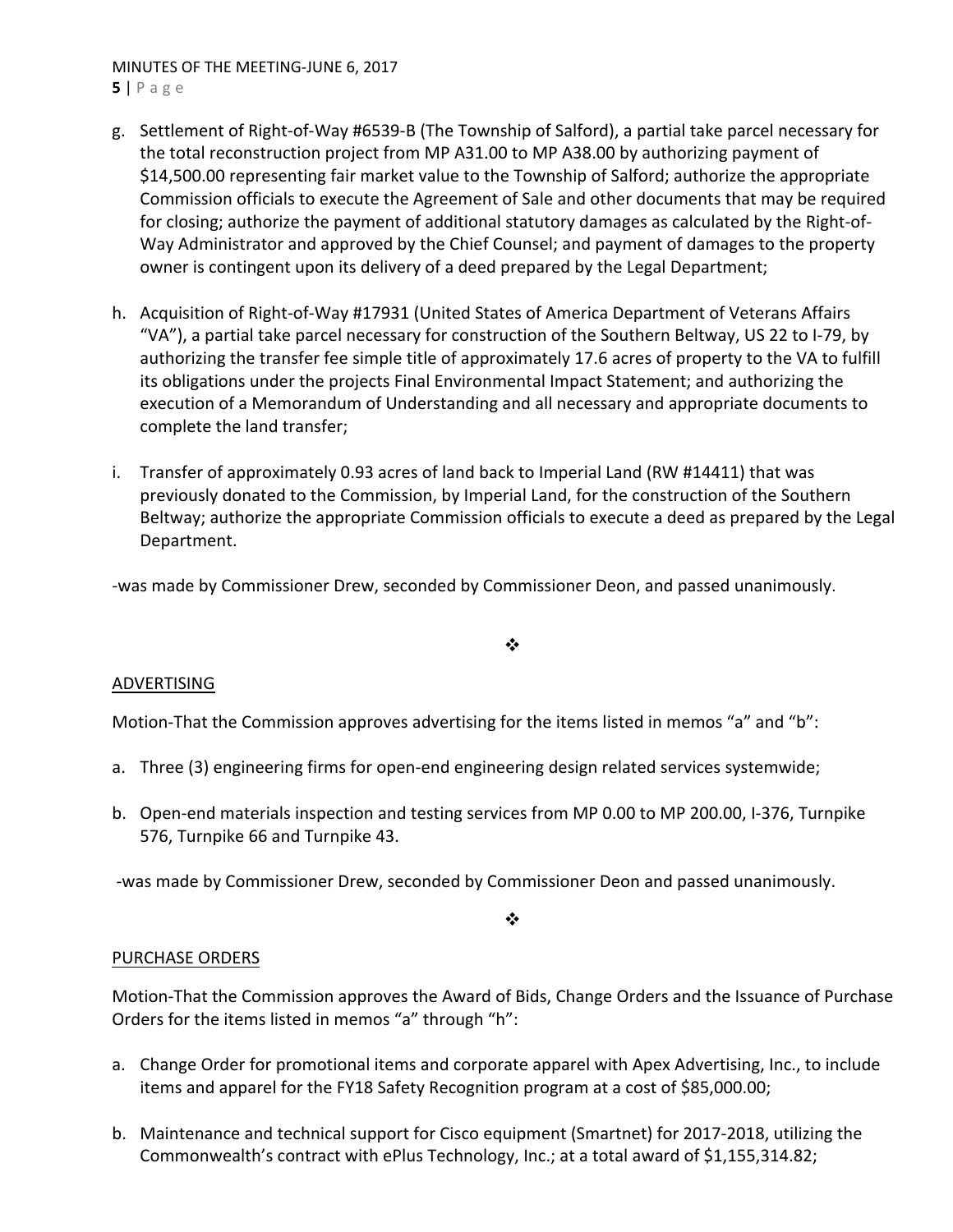g. Settlement of Right-of-Way #6539-B (The Township of Salford), a partial take parcel necessary for the total reconstruction project from MP A31.00 to MP A38.00 by authorizing payment of $14,500.00 representing fair market value to the Township of Salford; authorize the appropriate Commission officials to execute the Agreement of Sale and other documents that may be required for closing; authorize the payment of additional statutory damages as calculated by the Right-of-Way Administrator and approved by the Chief Counsel; and payment of damages to the property owner is contingent upon its delivery of a deed prepared by the Legal Department;

h. Acquisition of Right-of-Way #17931 (United States of America Department of Veterans Affairs "VA"), a partial take parcel necessary for construction of the Southern Beltway, US 22 to I-79, by authorizing the transfer fee simple title of approximately 17.6 acres of property to the VA to fulfill its obligations under the projects Final Environmental Impact Statement; and authorizing the execution of a Memorandum of Understanding and all necessary and appropriate documents to complete the land transfer;

i. Transfer of approximately 0.93 acres of land back to Imperial Land (RW #14411) that was previously donated to the Commission, by Imperial Land, for the construction of the Southern Beltway; authorize the appropriate Commission officials to execute a deed as prepared by the Legal Department.

-was made by Commissioner Drew, seconded by Commissioner Deon, and passed unanimously.

❖

ADVERTISING

Motion-That the Commission approves advertising for the items listed in memos "a" and "b":

a. Three (3) engineering firms for open-end engineering design related services systemwide;

b. Open-end materials inspection and testing services from MP 0.00 to MP 200.00, I-376, Turnpike 576, Turnpike 66 and Turnpike 43.

-was made by Commissioner Drew, seconded by Commissioner Deon and passed unanimously.

❖

PURCHASE ORDERS

Motion-That the Commission approves the Award of Bids, Change Orders and the Issuance of Purchase Orders for the items listed in memos "a" through "h":

a. Change Order for promotional items and corporate apparel with Apex Advertising, Inc., to include items and apparel for the FY18 Safety Recognition program at a cost of $85,000.00;

b. Maintenance and technical support for Cisco equipment (Smartnet) for 2017-2018, utilizing the Commonwealth's contract with ePlus Technology, Inc.; at a total award of $1,155,314.82;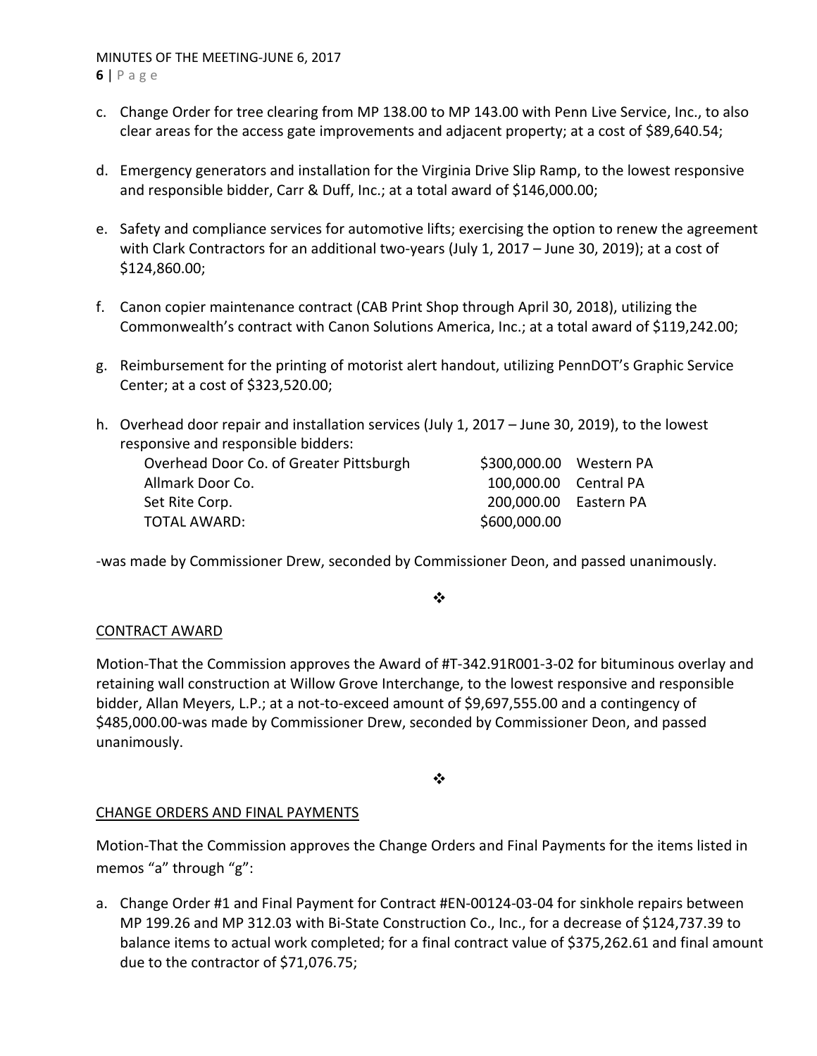c. Change Order for tree clearing from MP 138.00 to MP 143.00 with Penn Live Service, Inc., to also clear areas for the access gate improvements and adjacent property; at a cost of $89,640.54;

d. Emergency generators and installation for the Virginia Drive Slip Ramp, to the lowest responsive and responsible bidder, Carr & Duff, Inc.; at a total award of $146,000.00;

e. Safety and compliance services for automotive lifts; exercising the option to renew the agreement with Clark Contractors for an additional two-years (July 1, 2017 – June 30, 2019); at a cost of $124,860.00;

f. Canon copier maintenance contract (CAB Print Shop through April 30, 2018), utilizing the Commonwealth's contract with Canon Solutions America, Inc.; at a total award of $119,242.00;

g. Reimbursement for the printing of motorist alert handout, utilizing PennDOT's Graphic Service Center; at a cost of $323,520.00;

h. Overhead door repair and installation services (July 1, 2017 – June 30, 2019), to the lowest responsive and responsible bidders:

| | | |
|---|---|---|
| Overhead Door Co. of Greater Pittsburgh | $300,000.00 | Western PA |
| Allmark Door Co. | 100,000.00 | Central PA |
| Set Rite Corp. | 200,000.00 | Eastern PA |
| TOTAL AWARD: | $600,000.00 | |

-was made by Commissioner Drew, seconded by Commissioner Deon, and passed unanimously.

❖

CONTRACT AWARD

Motion-That the Commission approves the Award of #T-342.91R001-3-02 for bituminous overlay and retaining wall construction at Willow Grove Interchange, to the lowest responsive and responsible bidder, Allan Meyers, L.P.; at a not-to-exceed amount of $9,697,555.00 and a contingency of $485,000.00-was made by Commissioner Drew, seconded by Commissioner Deon, and passed unanimously.

❖

CHANGE ORDERS AND FINAL PAYMENTS

Motion-That the Commission approves the Change Orders and Final Payments for the items listed in memos "a" through "g":

a. Change Order #1 and Final Payment for Contract #EN-00124-03-04 for sinkhole repairs between MP 199.26 and MP 312.03 with Bi-State Construction Co., Inc., for a decrease of $124,737.39 to balance items to actual work completed; for a final contract value of $375,262.61 and final amount due to the contractor of $71,076.75;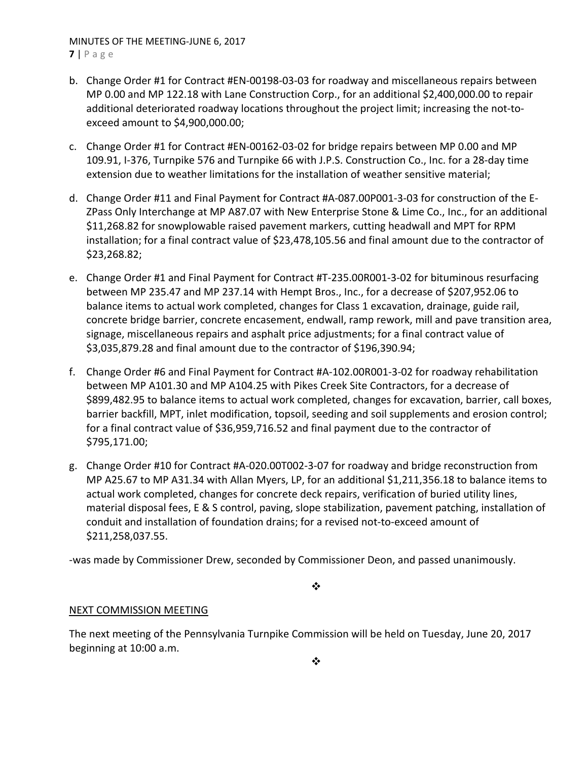b. Change Order #1 for Contract #EN-00198-03-03 for roadway and miscellaneous repairs between MP 0.00 and MP 122.18 with Lane Construction Corp., for an additional $2,400,000.00 to repair additional deteriorated roadway locations throughout the project limit; increasing the not-to-exceed amount to $4,900,000.00;

c. Change Order #1 for Contract #EN-00162-03-02 for bridge repairs between MP 0.00 and MP 109.91, I-376, Turnpike 576 and Turnpike 66 with J.P.S. Construction Co., Inc. for a 28-day time extension due to weather limitations for the installation of weather sensitive material;

d. Change Order #11 and Final Payment for Contract #A-087.00P001-3-03 for construction of the E-ZPass Only Interchange at MP A87.07 with New Enterprise Stone & Lime Co., Inc., for an additional $11,268.82 for snowplowable raised pavement markers, cutting headwall and MPT for RPM installation; for a final contract value of $23,478,105.56 and final amount due to the contractor of $23,268.82;

e. Change Order #1 and Final Payment for Contract #T-235.00R001-3-02 for bituminous resurfacing between MP 235.47 and MP 237.14 with Hempt Bros., Inc., for a decrease of $207,952.06 to balance items to actual work completed, changes for Class 1 excavation, drainage, guide rail, concrete bridge barrier, concrete encasement, endwall, ramp rework, mill and pave transition area, signage, miscellaneous repairs and asphalt price adjustments; for a final contract value of $3,035,879.28 and final amount due to the contractor of $196,390.94;

f. Change Order #6 and Final Payment for Contract #A-102.00R001-3-02 for roadway rehabilitation between MP A101.30 and MP A104.25 with Pikes Creek Site Contractors, for a decrease of $899,482.95 to balance items to actual work completed, changes for excavation, barrier, call boxes, barrier backfill, MPT, inlet modification, topsoil, seeding and soil supplements and erosion control; for a final contract value of $36,959,716.52 and final payment due to the contractor of $795,171.00;

g. Change Order #10 for Contract #A-020.00T002-3-07 for roadway and bridge reconstruction from MP A25.67 to MP A31.34 with Allan Myers, LP, for an additional $1,211,356.18 to balance items to actual work completed, changes for concrete deck repairs, verification of buried utility lines, material disposal fees, E & S control, paving, slope stabilization, pavement patching, installation of conduit and installation of foundation drains; for a revised not-to-exceed amount of $211,258,037.55.

-was made by Commissioner Drew, seconded by Commissioner Deon, and passed unanimously.

❖

NEXT COMMISSION MEETING

The next meeting of the Pennsylvania Turnpike Commission will be held on Tuesday, June 20, 2017 beginning at 10:00 a.m.

❖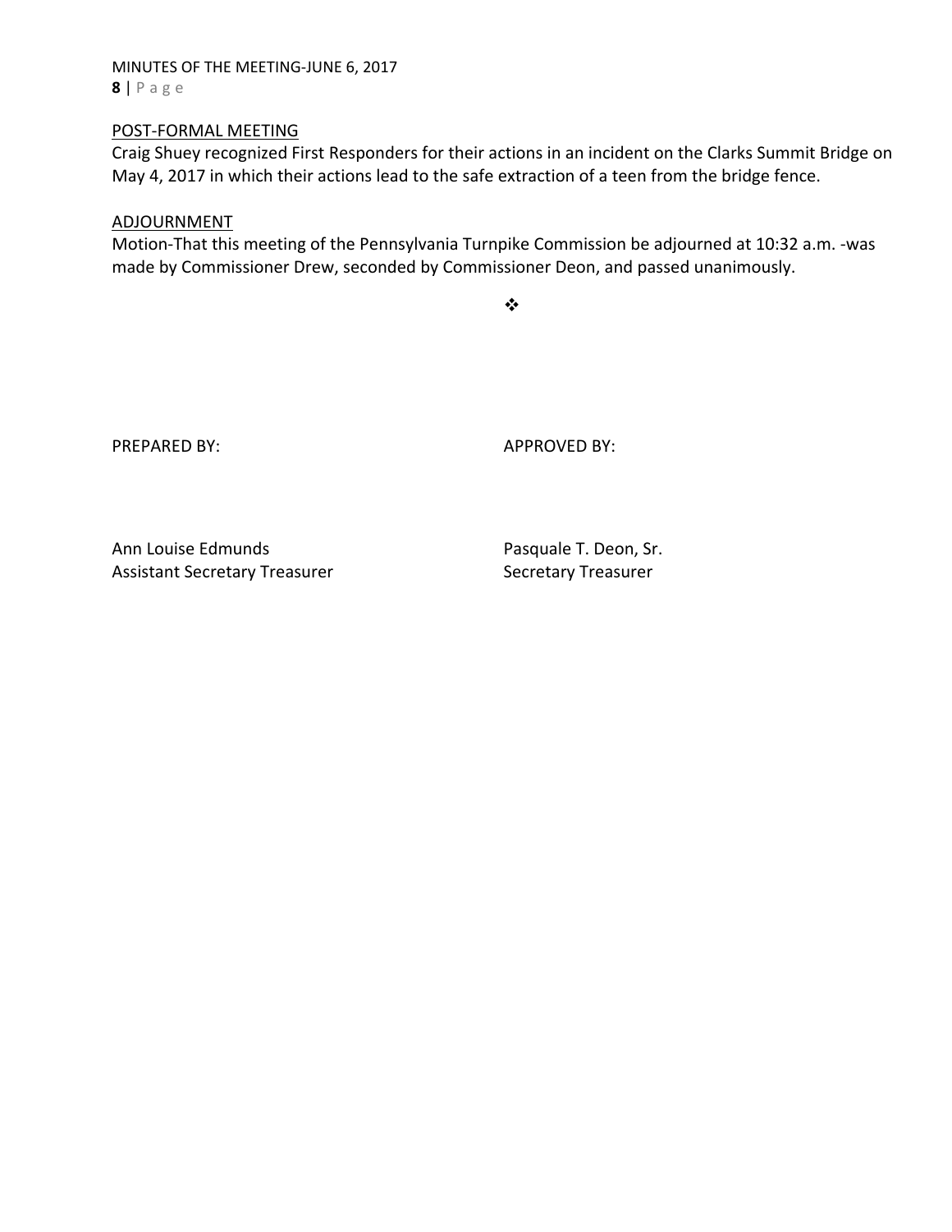POST-FORMAL MEETING

Craig Shuey recognized First Responders for their actions in an incident on the Clarks Summit Bridge on May 4, 2017 in which their actions lead to the safe extraction of a teen from the bridge fence.

ADJOURNMENT

Motion-That this meeting of the Pennsylvania Turnpike Commission be adjourned at 10:32 a.m. -was made by Commissioner Drew, seconded by Commissioner Deon, and passed unanimously.

❖

| PREPARED BY: | APPROVED BY: |
|---|---|
| Ann Louise Edmunds<br>Assistant Secretary Treasurer | Pasquale T. Deon, Sr.<br>Secretary Treasurer |